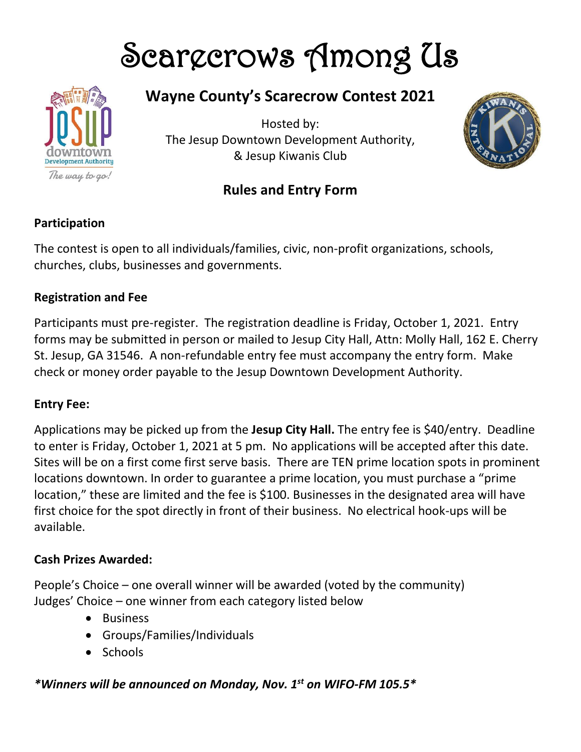# Scarecrows Among Us

## Wayne County's Scarecrow Contest 2021

Hosted by:
The Jesup Downtown Development Authority,
& Jesup Kiwanis Club

## Rules and Entry Form

**Participation**

The contest is open to all individuals/families, civic, non-profit organizations, schools, churches, clubs, businesses and governments.

**Registration and Fee**

Participants must pre-register. The registration deadline is Friday, October 1, 2021. Entry forms may be submitted in person or mailed to Jesup City Hall, Attn: Molly Hall, 162 E. Cherry St. Jesup, GA 31546. A non-refundable entry fee must accompany the entry form. Make check or money order payable to the Jesup Downtown Development Authority.

**Entry Fee:**

Applications may be picked up from the **Jesup City Hall.** The entry fee is $40/entry. Deadline to enter is Friday, October 1, 2021 at 5 pm. No applications will be accepted after this date. Sites will be on a first come first serve basis. There are TEN prime location spots in prominent locations downtown. In order to guarantee a prime location, you must purchase a "prime location," these are limited and the fee is $100. Businesses in the designated area will have first choice for the spot directly in front of their business. No electrical hook-ups will be available.

**Cash Prizes Awarded:**

People's Choice – one overall winner will be awarded (voted by the community)
Judges' Choice – one winner from each category listed below

- Business
- Groups/Families/Individuals
- Schools

***Winners will be announced on Monday, Nov. 1st on WIFO-FM 105.5***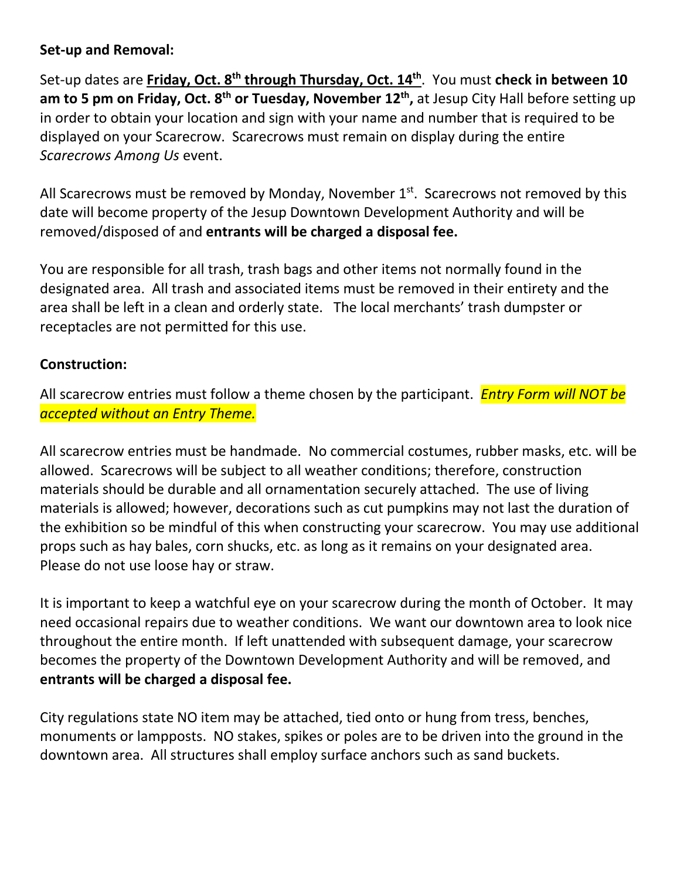**Set-up and Removal:**

Set-up dates are **<u>Friday, Oct. 8th through Thursday, Oct. 14th</u>**. You must **check in between 10 am to 5 pm on Friday, Oct. 8th or Tuesday, November 12th,** at Jesup City Hall before setting up in order to obtain your location and sign with your name and number that is required to be displayed on your Scarecrow. Scarecrows must remain on display during the entire *Scarecrows Among Us* event.

All Scarecrows must be removed by Monday, November 1st. Scarecrows not removed by this date will become property of the Jesup Downtown Development Authority and will be removed/disposed of and **entrants will be charged a disposal fee.**

You are responsible for all trash, trash bags and other items not normally found in the designated area. All trash and associated items must be removed in their entirety and the area shall be left in a clean and orderly state. The local merchants' trash dumpster or receptacles are not permitted for this use.

**Construction:**

All scarecrow entries must follow a theme chosen by the participant. *Entry Form will NOT be accepted without an Entry Theme.*

All scarecrow entries must be handmade. No commercial costumes, rubber masks, etc. will be allowed. Scarecrows will be subject to all weather conditions; therefore, construction materials should be durable and all ornamentation securely attached. The use of living materials is allowed; however, decorations such as cut pumpkins may not last the duration of the exhibition so be mindful of this when constructing your scarecrow. You may use additional props such as hay bales, corn shucks, etc. as long as it remains on your designated area. Please do not use loose hay or straw.

It is important to keep a watchful eye on your scarecrow during the month of October. It may need occasional repairs due to weather conditions. We want our downtown area to look nice throughout the entire month. If left unattended with subsequent damage, your scarecrow becomes the property of the Downtown Development Authority and will be removed, and **entrants will be charged a disposal fee.**

City regulations state NO item may be attached, tied onto or hung from tress, benches, monuments or lampposts. NO stakes, spikes or poles are to be driven into the ground in the downtown area. All structures shall employ surface anchors such as sand buckets.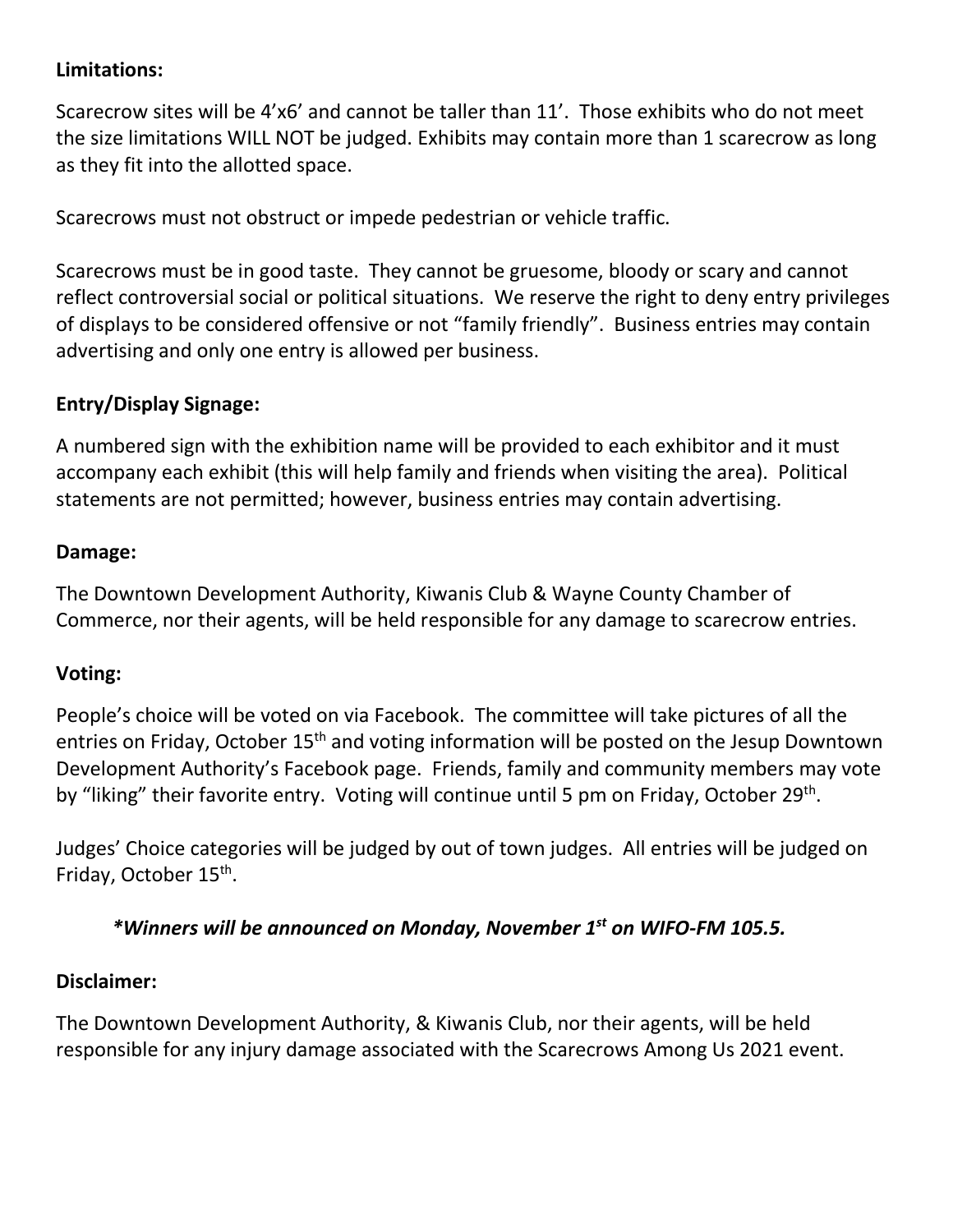**Limitations:**

Scarecrow sites will be 4'x6' and cannot be taller than 11'. Those exhibits who do not meet the size limitations WILL NOT be judged. Exhibits may contain more than 1 scarecrow as long as they fit into the allotted space.

Scarecrows must not obstruct or impede pedestrian or vehicle traffic.

Scarecrows must be in good taste. They cannot be gruesome, bloody or scary and cannot reflect controversial social or political situations. We reserve the right to deny entry privileges of displays to be considered offensive or not "family friendly". Business entries may contain advertising and only one entry is allowed per business.

**Entry/Display Signage:**

A numbered sign with the exhibition name will be provided to each exhibitor and it must accompany each exhibit (this will help family and friends when visiting the area). Political statements are not permitted; however, business entries may contain advertising.

**Damage:**

The Downtown Development Authority, Kiwanis Club & Wayne County Chamber of Commerce, nor their agents, will be held responsible for any damage to scarecrow entries.

**Voting:**

People's choice will be voted on via Facebook. The committee will take pictures of all the entries on Friday, October 15th and voting information will be posted on the Jesup Downtown Development Authority's Facebook page. Friends, family and community members may vote by "liking" their favorite entry. Voting will continue until 5 pm on Friday, October 29th.

Judges' Choice categories will be judged by out of town judges. All entries will be judged on Friday, October 15th.

***Winners will be announced on Monday, November 1st on WIFO-FM 105.5.***

**Disclaimer:**

The Downtown Development Authority, & Kiwanis Club, nor their agents, will be held responsible for any injury damage associated with the Scarecrows Among Us 2021 event.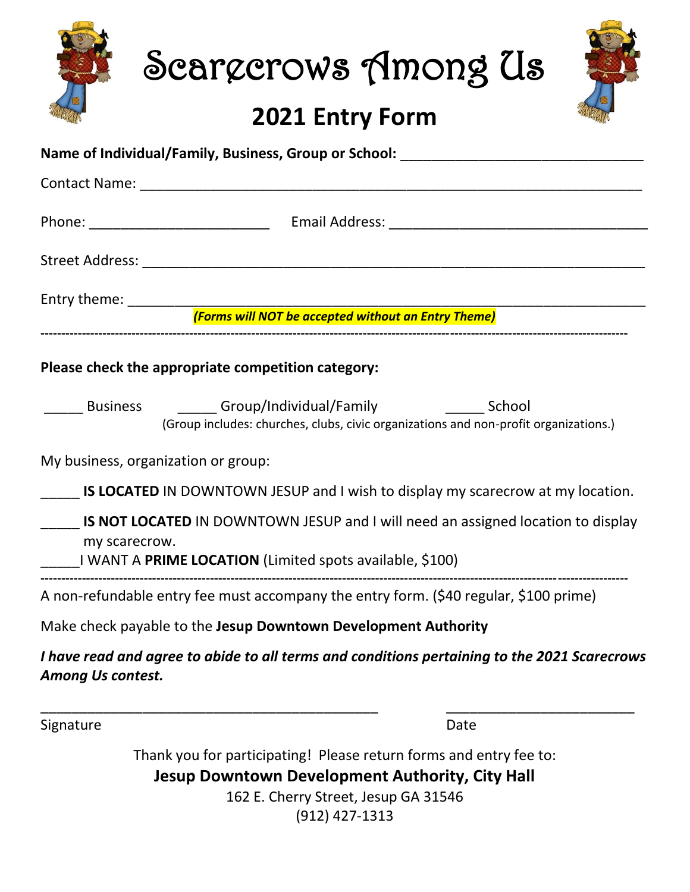# Scarecrows Among Us

## 2021 Entry Form

**Name of Individual/Family, Business, Group or School:** ______________________________

Contact Name: ______________________________________________________________

Phone: ______________________ Email Address: ________________________________

Street Address: ______________________________________________________________

Entry theme: ________________________________________________________________

***(Forms will NOT be accepted without an Entry Theme)***

---

**Please check the appropriate competition category:**

_____ Business _____ Group/Individual/Family _____ School

(Group includes: churches, clubs, civic organizations and non-profit organizations.)

My business, organization or group:

_____ **IS LOCATED** IN DOWNTOWN JESUP and I wish to display my scarecrow at my location.

_____ **IS NOT LOCATED** IN DOWNTOWN JESUP and I will need an assigned location to display my scarecrow.

_____I WANT A **PRIME LOCATION** (Limited spots available, $100)

---

A non-refundable entry fee must accompany the entry form. ($40 regular, $100 prime)

Make check payable to the **Jesup Downtown Development Authority**

***I have read and agree to abide to all terms and conditions pertaining to the 2021 Scarecrows Among Us contest.***

_____________________________________________ ________________________

Signature Date

Thank you for participating! Please return forms and entry fee to:

**Jesup Downtown Development Authority, City Hall**

162 E. Cherry Street, Jesup GA 31546

(912) 427-1313